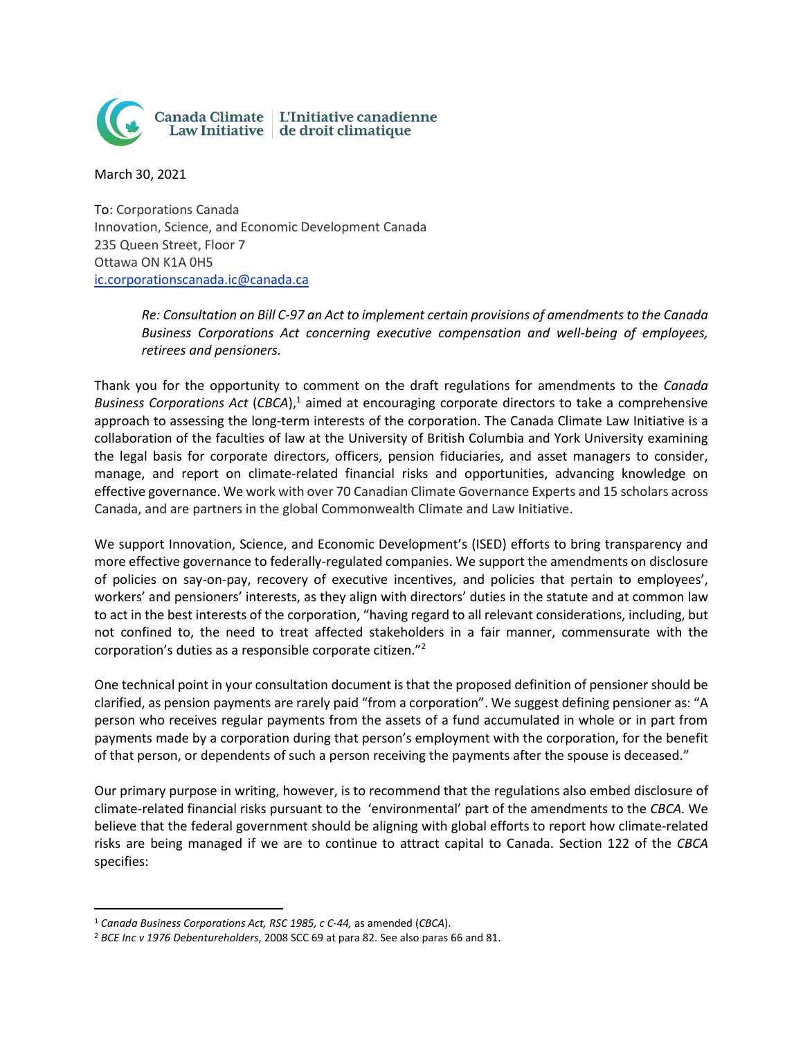Canada Climate Law Initiative | L'Initiative canadienne de droit climatique

March 30, 2021

To: Corporations Canada
Innovation, Science, and Economic Development Canada
235 Queen Street, Floor 7
Ottawa ON K1A 0H5
ic.corporationscanada.ic@canada.ca

> *Re: Consultation on Bill C-97 an Act to implement certain provisions of amendments to the Canada Business Corporations Act concerning executive compensation and well-being of employees, retirees and pensioners.*

Thank you for the opportunity to comment on the draft regulations for amendments to the *Canada Business Corporations Act* (*CBCA*),[1] aimed at encouraging corporate directors to take a comprehensive approach to assessing the long-term interests of the corporation. The Canada Climate Law Initiative is a collaboration of the faculties of law at the University of British Columbia and York University examining the legal basis for corporate directors, officers, pension fiduciaries, and asset managers to consider, manage, and report on climate-related financial risks and opportunities, advancing knowledge on effective governance. We work with over 70 Canadian Climate Governance Experts and 15 scholars across Canada, and are partners in the global Commonwealth Climate and Law Initiative.

We support Innovation, Science, and Economic Development's (ISED) efforts to bring transparency and more effective governance to federally-regulated companies. We support the amendments on disclosure of policies on say-on-pay, recovery of executive incentives, and policies that pertain to employees', workers' and pensioners' interests, as they align with directors' duties in the statute and at common law to act in the best interests of the corporation, "having regard to all relevant considerations, including, but not confined to, the need to treat affected stakeholders in a fair manner, commensurate with the corporation's duties as a responsible corporate citizen."[2]

One technical point in your consultation document is that the proposed definition of pensioner should be clarified, as pension payments are rarely paid "from a corporation". We suggest defining pensioner as: "A person who receives regular payments from the assets of a fund accumulated in whole or in part from payments made by a corporation during that person's employment with the corporation, for the benefit of that person, or dependents of such a person receiving the payments after the spouse is deceased."

Our primary purpose in writing, however, is to recommend that the regulations also embed disclosure of climate-related financial risks pursuant to the 'environmental' part of the amendments to the *CBCA.* We believe that the federal government should be aligning with global efforts to report how climate-related risks are being managed if we are to continue to attract capital to Canada. Section 122 of the *CBCA* specifies:

---

[1] *Canada Business Corporations Act, RSC 1985, c C-44,* as amended (*CBCA*).

[2] *BCE Inc v 1976 Debentureholders*, 2008 SCC 69 at para 82. See also paras 66 and 81.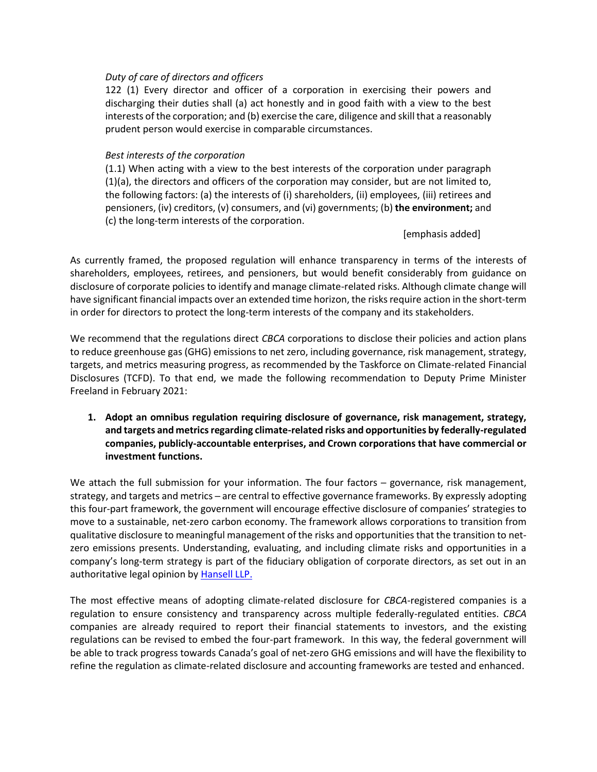> *Duty of care of directors and officers*
>
> 122 (1) Every director and officer of a corporation in exercising their powers and discharging their duties shall (a) act honestly and in good faith with a view to the best interests of the corporation; and (b) exercise the care, diligence and skill that a reasonably prudent person would exercise in comparable circumstances.
>
> *Best interests of the corporation*
>
> (1.1) When acting with a view to the best interests of the corporation under paragraph (1)(a), the directors and officers of the corporation may consider, but are not limited to, the following factors: (a) the interests of (i) shareholders, (ii) employees, (iii) retirees and pensioners, (iv) creditors, (v) consumers, and (vi) governments; (b) **the environment;** and (c) the long-term interests of the corporation.
>
> [emphasis added]

As currently framed, the proposed regulation will enhance transparency in terms of the interests of shareholders, employees, retirees, and pensioners, but would benefit considerably from guidance on disclosure of corporate policies to identify and manage climate-related risks. Although climate change will have significant financial impacts over an extended time horizon, the risks require action in the short-term in order for directors to protect the long-term interests of the company and its stakeholders.

We recommend that the regulations direct *CBCA* corporations to disclose their policies and action plans to reduce greenhouse gas (GHG) emissions to net zero, including governance, risk management, strategy, targets, and metrics measuring progress, as recommended by the Taskforce on Climate-related Financial Disclosures (TCFD). To that end, we made the following recommendation to Deputy Prime Minister Freeland in February 2021:

1. **Adopt an omnibus regulation requiring disclosure of governance, risk management, strategy, and targets and metrics regarding climate-related risks and opportunities by federally-regulated companies, publicly-accountable enterprises, and Crown corporations that have commercial or investment functions.**

We attach the full submission for your information. The four factors – governance, risk management, strategy, and targets and metrics – are central to effective governance frameworks. By expressly adopting this four-part framework, the government will encourage effective disclosure of companies' strategies to move to a sustainable, net-zero carbon economy. The framework allows corporations to transition from qualitative disclosure to meaningful management of the risks and opportunities that the transition to net-zero emissions presents. Understanding, evaluating, and including climate risks and opportunities in a company's long-term strategy is part of the fiduciary obligation of corporate directors, as set out in an authoritative legal opinion by Hansell LLP.

The most effective means of adopting climate-related disclosure for *CBCA*-registered companies is a regulation to ensure consistency and transparency across multiple federally-regulated entities. *CBCA* companies are already required to report their financial statements to investors, and the existing regulations can be revised to embed the four-part framework. In this way, the federal government will be able to track progress towards Canada's goal of net-zero GHG emissions and will have the flexibility to refine the regulation as climate-related disclosure and accounting frameworks are tested and enhanced.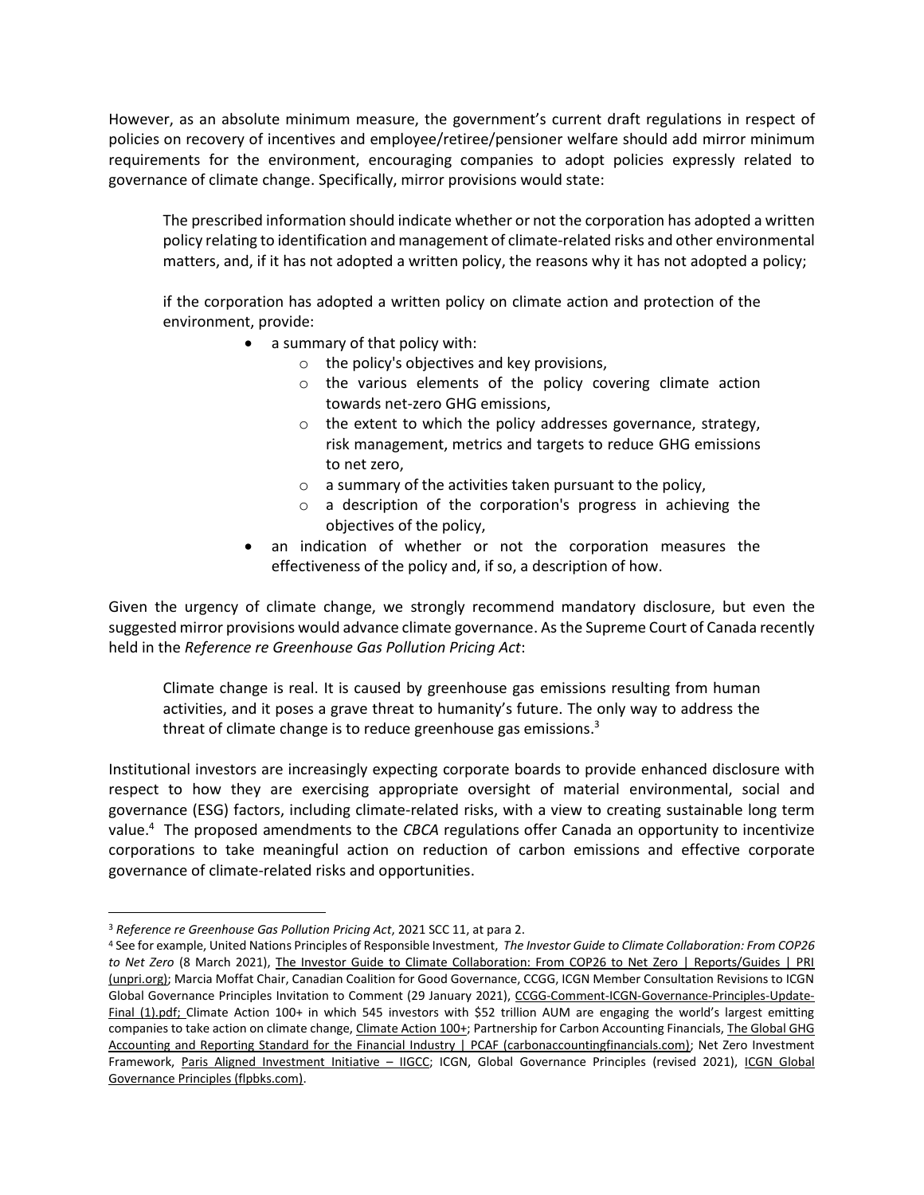However, as an absolute minimum measure, the government's current draft regulations in respect of policies on recovery of incentives and employee/retiree/pensioner welfare should add mirror minimum requirements for the environment, encouraging companies to adopt policies expressly related to governance of climate change. Specifically, mirror provisions would state:

> The prescribed information should indicate whether or not the corporation has adopted a written policy relating to identification and management of climate-related risks and other environmental matters, and, if it has not adopted a written policy, the reasons why it has not adopted a policy;
>
> if the corporation has adopted a written policy on climate action and protection of the environment, provide:
>
> - a summary of that policy with:
>     - the policy's objectives and key provisions,
>     - the various elements of the policy covering climate action towards net-zero GHG emissions,
>     - the extent to which the policy addresses governance, strategy, risk management, metrics and targets to reduce GHG emissions to net zero,
>     - a summary of the activities taken pursuant to the policy,
>     - a description of the corporation's progress in achieving the objectives of the policy,
> - an indication of whether or not the corporation measures the effectiveness of the policy and, if so, a description of how.

Given the urgency of climate change, we strongly recommend mandatory disclosure, but even the suggested mirror provisions would advance climate governance. As the Supreme Court of Canada recently held in the *Reference re Greenhouse Gas Pollution Pricing Act*:

> Climate change is real. It is caused by greenhouse gas emissions resulting from human activities, and it poses a grave threat to humanity's future. The only way to address the threat of climate change is to reduce greenhouse gas emissions.[3]

Institutional investors are increasingly expecting corporate boards to provide enhanced disclosure with respect to how they are exercising appropriate oversight of material environmental, social and governance (ESG) factors, including climate-related risks, with a view to creating sustainable long term value.[4] The proposed amendments to the *CBCA* regulations offer Canada an opportunity to incentivize corporations to take meaningful action on reduction of carbon emissions and effective corporate governance of climate-related risks and opportunities.

---

[3] *Reference re Greenhouse Gas Pollution Pricing Act*, 2021 SCC 11, at para 2.

[4] See for example, United Nations Principles of Responsible Investment, *The Investor Guide to Climate Collaboration: From COP26 to Net Zero* (8 March 2021), The Investor Guide to Climate Collaboration: From COP26 to Net Zero | Reports/Guides | PRI (unpri.org); Marcia Moffat Chair, Canadian Coalition for Good Governance, CCGG, ICGN Member Consultation Revisions to ICGN Global Governance Principles Invitation to Comment (29 January 2021), CCGG-Comment-ICGN-Governance-Principles-Update-Final (1).pdf; Climate Action 100+ in which 545 investors with $52 trillion AUM are engaging the world's largest emitting companies to take action on climate change, Climate Action 100+; Partnership for Carbon Accounting Financials, The Global GHG Accounting and Reporting Standard for the Financial Industry | PCAF (carbonaccountingfinancials.com); Net Zero Investment Framework, Paris Aligned Investment Initiative – IIGCC; ICGN, Global Governance Principles (revised 2021), ICGN Global Governance Principles (flpbks.com).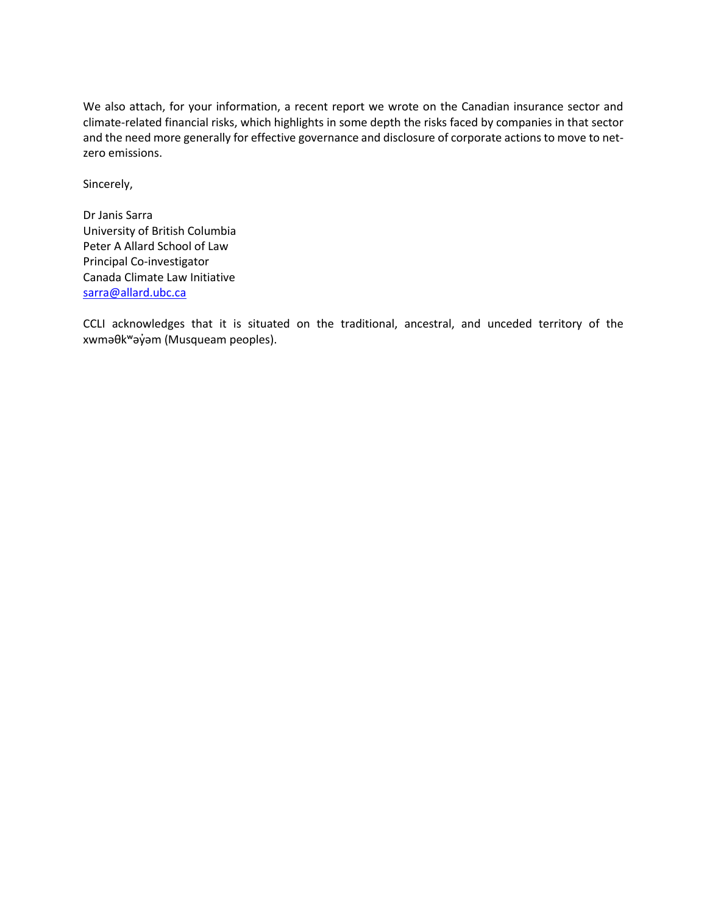We also attach, for your information, a recent report we wrote on the Canadian insurance sector and climate-related financial risks, which highlights in some depth the risks faced by companies in that sector and the need more generally for effective governance and disclosure of corporate actions to move to net-zero emissions.

Sincerely,

Dr Janis Sarra  
University of British Columbia  
Peter A Allard School of Law  
Principal Co-investigator  
Canada Climate Law Initiative  
sarra@allard.ubc.ca

CCLI acknowledges that it is situated on the traditional, ancestral, and unceded territory of the xwməθkʷəy̓əm (Musqueam peoples).